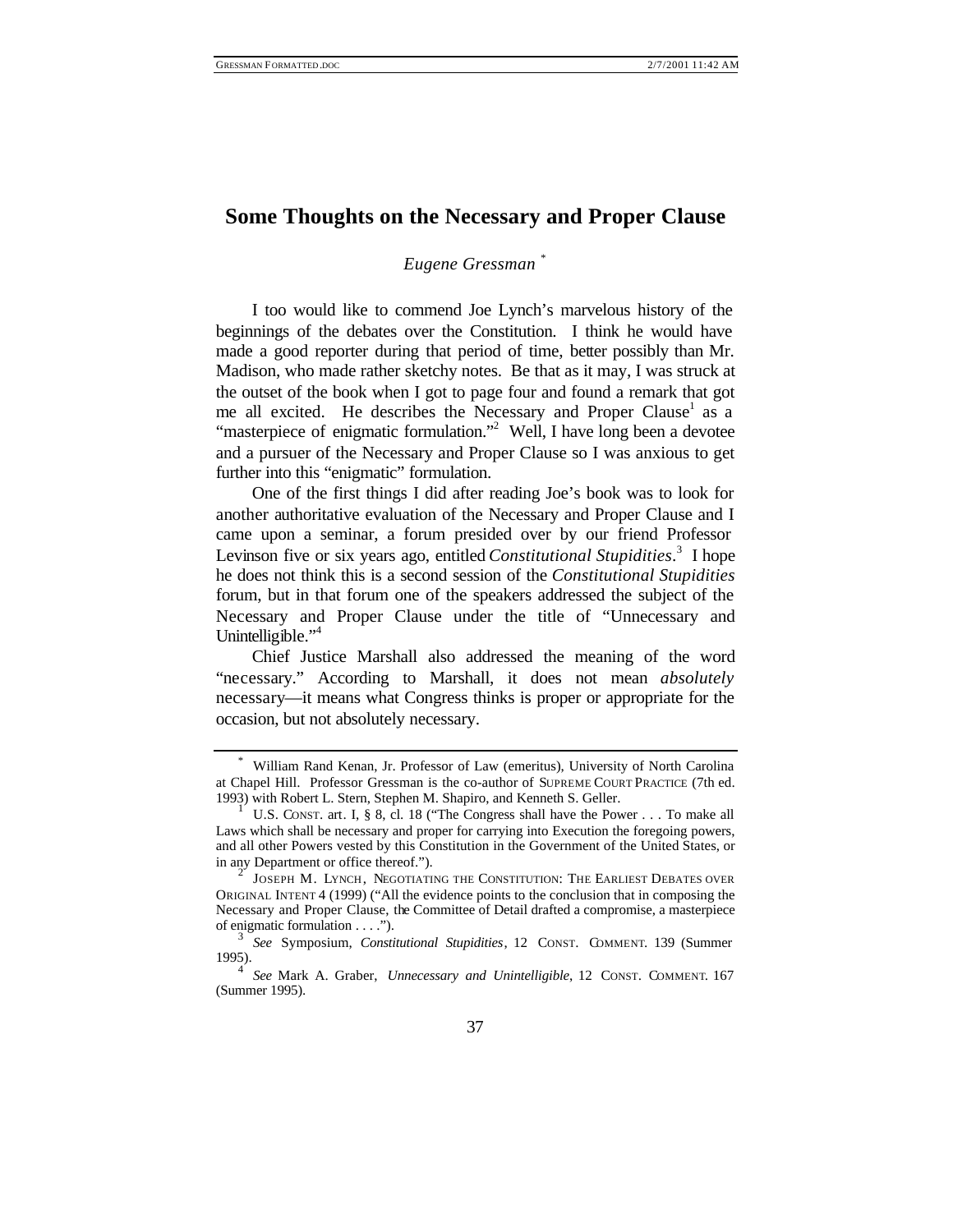# Some Thoughts on the Necessary and Proper Clause

*Eugene Gressman* [*]

I too would like to commend Joe Lynch's marvelous history of the beginnings of the debates over the Constitution. I think he would have made a good reporter during that period of time, better possibly than Mr. Madison, who made rather sketchy notes. Be that as it may, I was struck at the outset of the book when I got to page four and found a remark that got me all excited. He describes the Necessary and Proper Clause[1] as a "masterpiece of enigmatic formulation."[2] Well, I have long been a devotee and a pursuer of the Necessary and Proper Clause so I was anxious to get further into this "enigmatic" formulation.

One of the first things I did after reading Joe's book was to look for another authoritative evaluation of the Necessary and Proper Clause and I came upon a seminar, a forum presided over by our friend Professor Levinson five or six years ago, entitled *Constitutional Stupidities*.[3] I hope he does not think this is a second session of the *Constitutional Stupidities* forum, but in that forum one of the speakers addressed the subject of the Necessary and Proper Clause under the title of "Unnecessary and Unintelligible."[4]

Chief Justice Marshall also addressed the meaning of the word "necessary." According to Marshall, it does not mean *absolutely* necessary—it means what Congress thinks is proper or appropriate for the occasion, but not absolutely necessary.

---

[*] William Rand Kenan, Jr. Professor of Law (emeritus), University of North Carolina at Chapel Hill. Professor Gressman is the co-author of SUPREME COURT PRACTICE (7th ed. 1993) with Robert L. Stern, Stephen M. Shapiro, and Kenneth S. Geller.

[1] U.S. CONST. art. I, § 8, cl. 18 ("The Congress shall have the Power . . . To make all Laws which shall be necessary and proper for carrying into Execution the foregoing powers, and all other Powers vested by this Constitution in the Government of the United States, or in any Department or office thereof.").

[2] JOSEPH M. LYNCH, NEGOTIATING THE CONSTITUTION: THE EARLIEST DEBATES OVER ORIGINAL INTENT 4 (1999) ("All the evidence points to the conclusion that in composing the Necessary and Proper Clause, the Committee of Detail drafted a compromise, a masterpiece of enigmatic formulation . . . .").

[3] *See* Symposium, *Constitutional Stupidities*, 12 CONST. COMMENT. 139 (Summer 1995).

[4] *See* Mark A. Graber, *Unnecessary and Unintelligible*, 12 CONST. COMMENT. 167 (Summer 1995).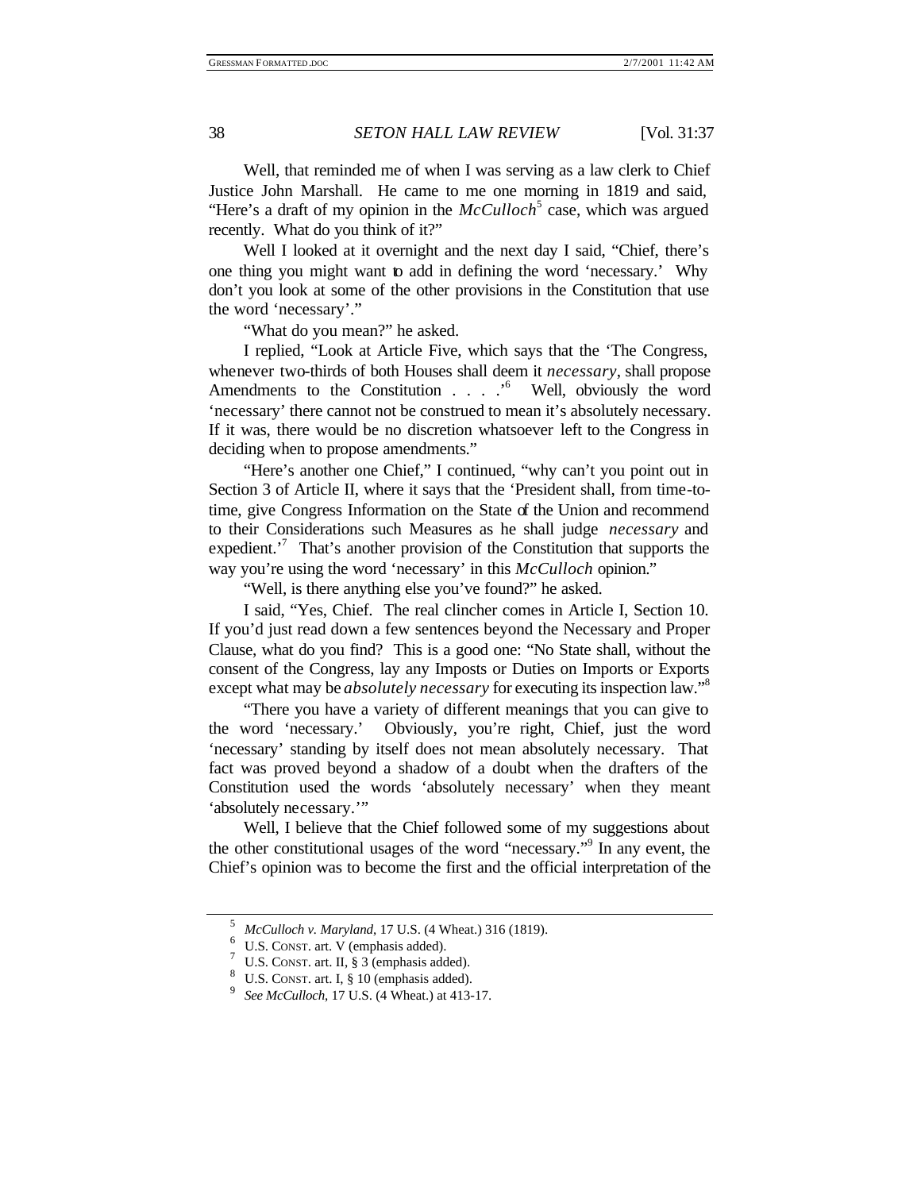Well, that reminded me of when I was serving as a law clerk to Chief Justice John Marshall. He came to me one morning in 1819 and said, "Here's a draft of my opinion in the *McCulloch*[5] case, which was argued recently. What do you think of it?"

Well I looked at it overnight and the next day I said, "Chief, there's one thing you might want to add in defining the word 'necessary.' Why don't you look at some of the other provisions in the Constitution that use the word 'necessary'."

"What do you mean?" he asked.

I replied, "Look at Article Five, which says that the 'The Congress, whenever two-thirds of both Houses shall deem it *necessary*, shall propose Amendments to the Constitution . . . .'[6] Well, obviously the word 'necessary' there cannot not be construed to mean it's absolutely necessary. If it was, there would be no discretion whatsoever left to the Congress in deciding when to propose amendments."

"Here's another one Chief," I continued, "why can't you point out in Section 3 of Article II, where it says that the 'President shall, from time-to-time, give Congress Information on the State of the Union and recommend to their Considerations such Measures as he shall judge *necessary* and expedient.'[7] That's another provision of the Constitution that supports the way you're using the word 'necessary' in this *McCulloch* opinion."

"Well, is there anything else you've found?" he asked.

I said, "Yes, Chief. The real clincher comes in Article I, Section 10. If you'd just read down a few sentences beyond the Necessary and Proper Clause, what do you find? This is a good one: "No State shall, without the consent of the Congress, lay any Imposts or Duties on Imports or Exports except what may be *absolutely necessary* for executing its inspection law."[8]

"There you have a variety of different meanings that you can give to the word 'necessary.' Obviously, you're right, Chief, just the word 'necessary' standing by itself does not mean absolutely necessary. That fact was proved beyond a shadow of a doubt when the drafters of the Constitution used the words 'absolutely necessary' when they meant 'absolutely necessary.'"

Well, I believe that the Chief followed some of my suggestions about the other constitutional usages of the word "necessary."[9] In any event, the Chief's opinion was to become the first and the official interpretation of the

---

5 *McCulloch v. Maryland*, 17 U.S. (4 Wheat.) 316 (1819).

6 U.S. CONST. art. V (emphasis added).

7 U.S. CONST. art. II, § 3 (emphasis added).

8 U.S. CONST. art. I, § 10 (emphasis added).

9 *See McCulloch*, 17 U.S. (4 Wheat.) at 413-17.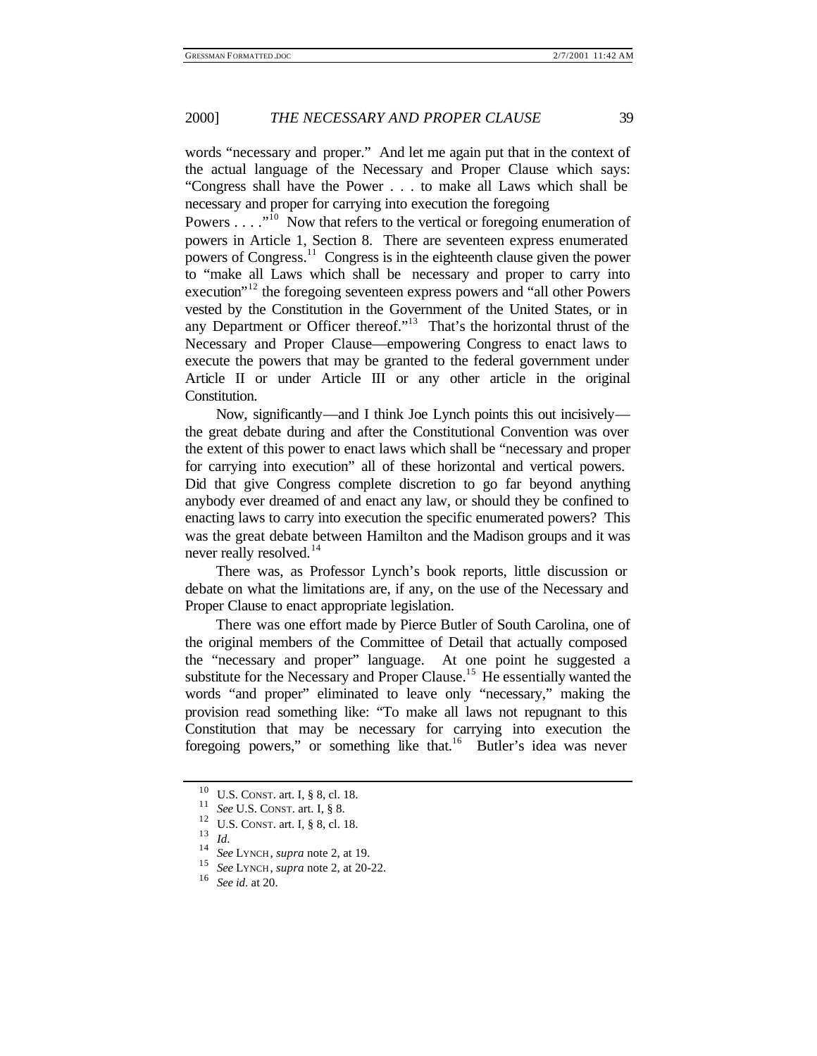words "necessary and proper." And let me again put that in the context of the actual language of the Necessary and Proper Clause which says: "Congress shall have the Power . . . to make all Laws which shall be necessary and proper for carrying into execution the foregoing Powers . . . ."[10] Now that refers to the vertical or foregoing enumeration of powers in Article 1, Section 8. There are seventeen express enumerated powers of Congress.[11] Congress is in the eighteenth clause given the power to "make all Laws which shall be necessary and proper to carry into execution"[12] the foregoing seventeen express powers and "all other Powers vested by the Constitution in the Government of the United States, or in any Department or Officer thereof."[13] That's the horizontal thrust of the Necessary and Proper Clause—empowering Congress to enact laws to execute the powers that may be granted to the federal government under Article II or under Article III or any other article in the original Constitution.

Now, significantly—and I think Joe Lynch points this out incisively—the great debate during and after the Constitutional Convention was over the extent of this power to enact laws which shall be "necessary and proper for carrying into execution" all of these horizontal and vertical powers. Did that give Congress complete discretion to go far beyond anything anybody ever dreamed of and enact any law, or should they be confined to enacting laws to carry into execution the specific enumerated powers? This was the great debate between Hamilton and the Madison groups and it was never really resolved.[14]

There was, as Professor Lynch's book reports, little discussion or debate on what the limitations are, if any, on the use of the Necessary and Proper Clause to enact appropriate legislation.

There was one effort made by Pierce Butler of South Carolina, one of the original members of the Committee of Detail that actually composed the "necessary and proper" language. At one point he suggested a substitute for the Necessary and Proper Clause.[15] He essentially wanted the words "and proper" eliminated to leave only "necessary," making the provision read something like: "To make all laws not repugnant to this Constitution that may be necessary for carrying into execution the foregoing powers," or something like that.[16] Butler's idea was never

---

[10] U.S. CONST. art. I, § 8, cl. 18.

[11] *See* U.S. CONST. art. I, § 8.

[12] U.S. CONST. art. I, § 8, cl. 18.

[13] *Id.*

[14] *See* LYNCH, *supra* note 2, at 19.

[15] *See* LYNCH, *supra* note 2, at 20-22.

[16] *See id.* at 20.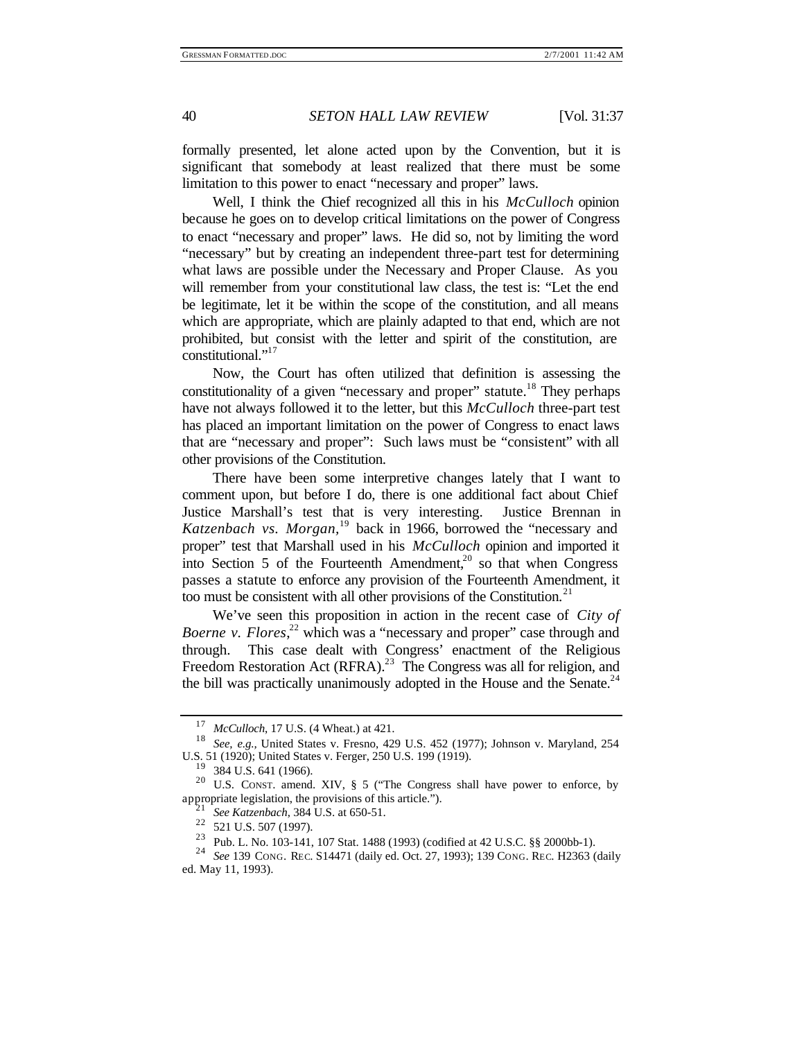formally presented, let alone acted upon by the Convention, but it is significant that somebody at least realized that there must be some limitation to this power to enact "necessary and proper" laws.

Well, I think the Chief recognized all this in his *McCulloch* opinion because he goes on to develop critical limitations on the power of Congress to enact "necessary and proper" laws. He did so, not by limiting the word "necessary" but by creating an independent three-part test for determining what laws are possible under the Necessary and Proper Clause. As you will remember from your constitutional law class, the test is: "Let the end be legitimate, let it be within the scope of the constitution, and all means which are appropriate, which are plainly adapted to that end, which are not prohibited, but consist with the letter and spirit of the constitution, are constitutional."[17]

Now, the Court has often utilized that definition is assessing the constitutionality of a given "necessary and proper" statute.[18] They perhaps have not always followed it to the letter, but this *McCulloch* three-part test has placed an important limitation on the power of Congress to enact laws that are "necessary and proper": Such laws must be "consistent" with all other provisions of the Constitution.

There have been some interpretive changes lately that I want to comment upon, but before I do, there is one additional fact about Chief Justice Marshall's test that is very interesting. Justice Brennan in *Katzenbach vs. Morgan*,[19] back in 1966, borrowed the "necessary and proper" test that Marshall used in his *McCulloch* opinion and imported it into Section 5 of the Fourteenth Amendment,[20] so that when Congress passes a statute to enforce any provision of the Fourteenth Amendment, it too must be consistent with all other provisions of the Constitution.[21]

We've seen this proposition in action in the recent case of *City of Boerne v. Flores*,[22] which was a "necessary and proper" case through and through. This case dealt with Congress' enactment of the Religious Freedom Restoration Act (RFRA).[23] The Congress was all for religion, and the bill was practically unanimously adopted in the House and the Senate.[24]

---

[17] *McCulloch*, 17 U.S. (4 Wheat.) at 421.

[18] *See, e.g.*, United States v. Fresno, 429 U.S. 452 (1977); Johnson v. Maryland, 254 U.S. 51 (1920); United States v. Ferger, 250 U.S. 199 (1919).

[19] 384 U.S. 641 (1966).

[20] U.S. CONST. amend. XIV, § 5 ("The Congress shall have power to enforce, by appropriate legislation, the provisions of this article.").

[21] *See Katzenbach*, 384 U.S. at 650-51.

[22] 521 U.S. 507 (1997).

[23] Pub. L. No. 103-141, 107 Stat. 1488 (1993) (codified at 42 U.S.C. §§ 2000bb-1).

[24] *See* 139 CONG. REC. S14471 (daily ed. Oct. 27, 1993); 139 CONG. REC. H2363 (daily ed. May 11, 1993).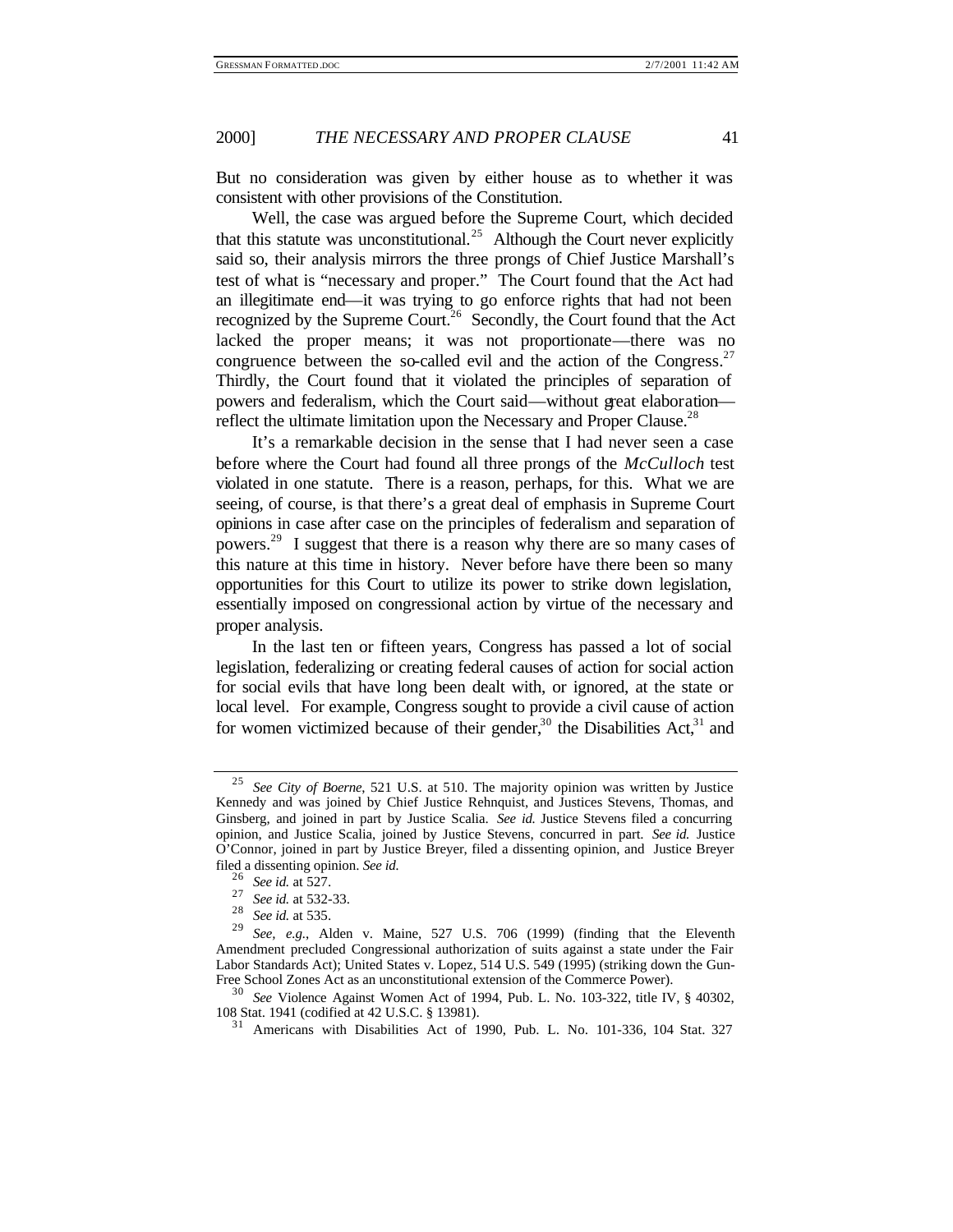But no consideration was given by either house as to whether it was consistent with other provisions of the Constitution.

Well, the case was argued before the Supreme Court, which decided that this statute was unconstitutional.[25] Although the Court never explicitly said so, their analysis mirrors the three prongs of Chief Justice Marshall's test of what is "necessary and proper." The Court found that the Act had an illegitimate end—it was trying to go enforce rights that had not been recognized by the Supreme Court.[26] Secondly, the Court found that the Act lacked the proper means; it was not proportionate—there was no congruence between the so-called evil and the action of the Congress.[27] Thirdly, the Court found that it violated the principles of separation of powers and federalism, which the Court said—without great elaboration—reflect the ultimate limitation upon the Necessary and Proper Clause.[28]

It's a remarkable decision in the sense that I had never seen a case before where the Court had found all three prongs of the *McCulloch* test violated in one statute. There is a reason, perhaps, for this. What we are seeing, of course, is that there's a great deal of emphasis in Supreme Court opinions in case after case on the principles of federalism and separation of powers.[29] I suggest that there is a reason why there are so many cases of this nature at this time in history. Never before have there been so many opportunities for this Court to utilize its power to strike down legislation, essentially imposed on congressional action by virtue of the necessary and proper analysis.

In the last ten or fifteen years, Congress has passed a lot of social legislation, federalizing or creating federal causes of action for social action for social evils that have long been dealt with, or ignored, at the state or local level. For example, Congress sought to provide a civil cause of action for women victimized because of their gender,[30] the Disabilities Act,[31] and

---

[25] *See City of Boerne*, 521 U.S. at 510. The majority opinion was written by Justice Kennedy and was joined by Chief Justice Rehnquist, and Justices Stevens, Thomas, and Ginsberg, and joined in part by Justice Scalia. *See id.* Justice Stevens filed a concurring opinion, and Justice Scalia, joined by Justice Stevens, concurred in part. *See id.* Justice O'Connor, joined in part by Justice Breyer, filed a dissenting opinion, and Justice Breyer filed a dissenting opinion. *See id.*

[26] *See id.* at 527.

[27] *See id.* at 532-33.

[28] *See id.* at 535.

[29] *See, e.g.*, Alden v. Maine, 527 U.S. 706 (1999) (finding that the Eleventh Amendment precluded Congressional authorization of suits against a state under the Fair Labor Standards Act); United States v. Lopez, 514 U.S. 549 (1995) (striking down the Gun-Free School Zones Act as an unconstitutional extension of the Commerce Power).

[30] *See* Violence Against Women Act of 1994, Pub. L. No. 103-322, title IV, § 40302, 108 Stat. 1941 (codified at 42 U.S.C. § 13981).

[31] Americans with Disabilities Act of 1990, Pub. L. No. 101-336, 104 Stat. 327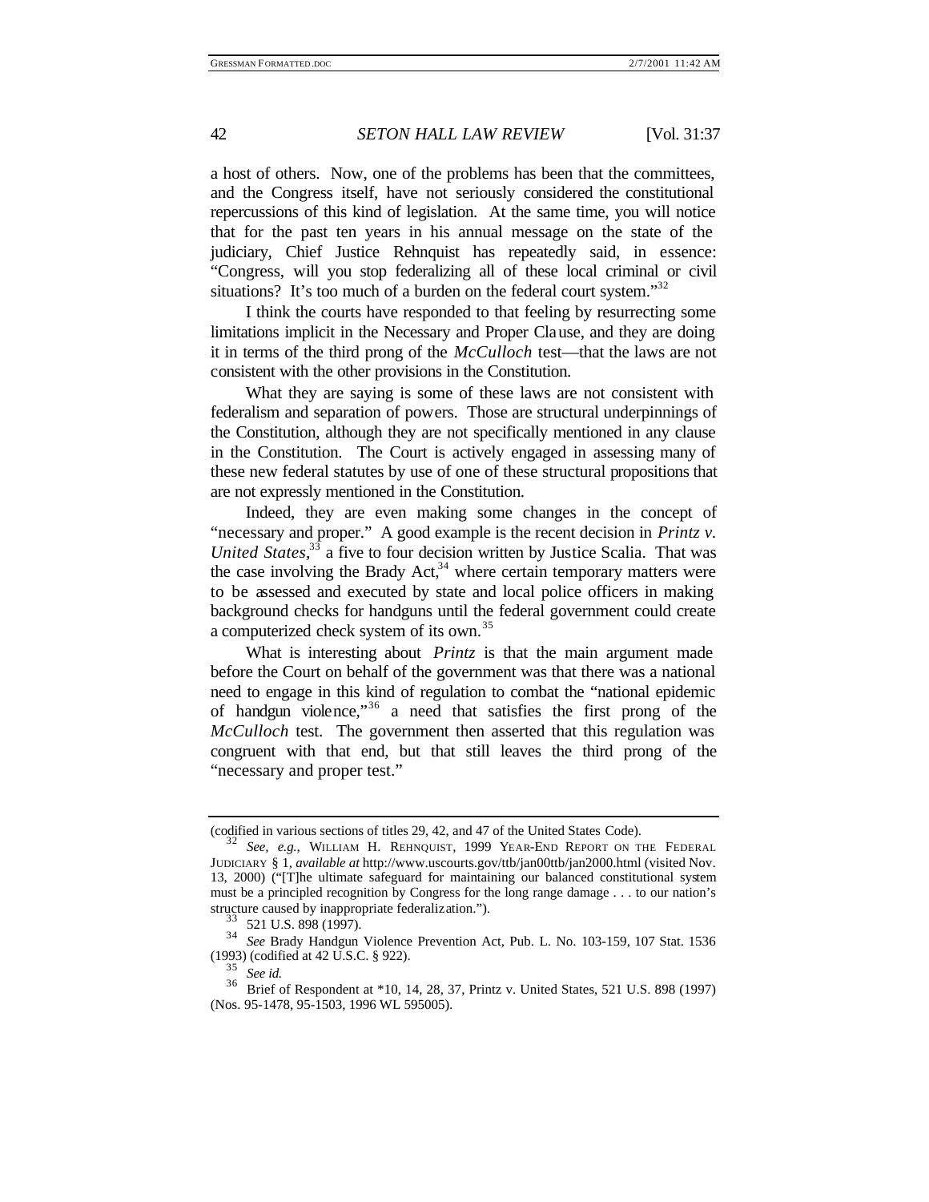a host of others. Now, one of the problems has been that the committees, and the Congress itself, have not seriously considered the constitutional repercussions of this kind of legislation. At the same time, you will notice that for the past ten years in his annual message on the state of the judiciary, Chief Justice Rehnquist has repeatedly said, in essence: "Congress, will you stop federalizing all of these local criminal or civil situations? It's too much of a burden on the federal court system."[32]

I think the courts have responded to that feeling by resurrecting some limitations implicit in the Necessary and Proper Clause, and they are doing it in terms of the third prong of the *McCulloch* test—that the laws are not consistent with the other provisions in the Constitution.

What they are saying is some of these laws are not consistent with federalism and separation of powers. Those are structural underpinnings of the Constitution, although they are not specifically mentioned in any clause in the Constitution. The Court is actively engaged in assessing many of these new federal statutes by use of one of these structural propositions that are not expressly mentioned in the Constitution.

Indeed, they are even making some changes in the concept of "necessary and proper." A good example is the recent decision in *Printz v. United States*,[33] a five to four decision written by Justice Scalia. That was the case involving the Brady Act,[34] where certain temporary matters were to be assessed and executed by state and local police officers in making background checks for handguns until the federal government could create a computerized check system of its own.[35]

What is interesting about *Printz* is that the main argument made before the Court on behalf of the government was that there was a national need to engage in this kind of regulation to combat the "national epidemic of handgun violence,"[36] a need that satisfies the first prong of the *McCulloch* test. The government then asserted that this regulation was congruent with that end, but that still leaves the third prong of the "necessary and proper test."

---

(codified in various sections of titles 29, 42, and 47 of the United States Code).

[32] *See, e.g.*, WILLIAM H. REHNQUIST, 1999 YEAR-END REPORT ON THE FEDERAL JUDICIARY § 1, *available at* http://www.uscourts.gov/ttb/jan00ttb/jan2000.html (visited Nov. 13, 2000) ("[T]he ultimate safeguard for maintaining our balanced constitutional system must be a principled recognition by Congress for the long range damage . . . to our nation's structure caused by inappropriate federalization.").

[33] 521 U.S. 898 (1997).

[34] *See* Brady Handgun Violence Prevention Act, Pub. L. No. 103-159, 107 Stat. 1536 (1993) (codified at 42 U.S.C. § 922).

[35] *See id.*

[36] Brief of Respondent at *10, 14, 28, 37, Printz v. United States, 521 U.S. 898 (1997) (Nos. 95-1478, 95-1503, 1996 WL 595005).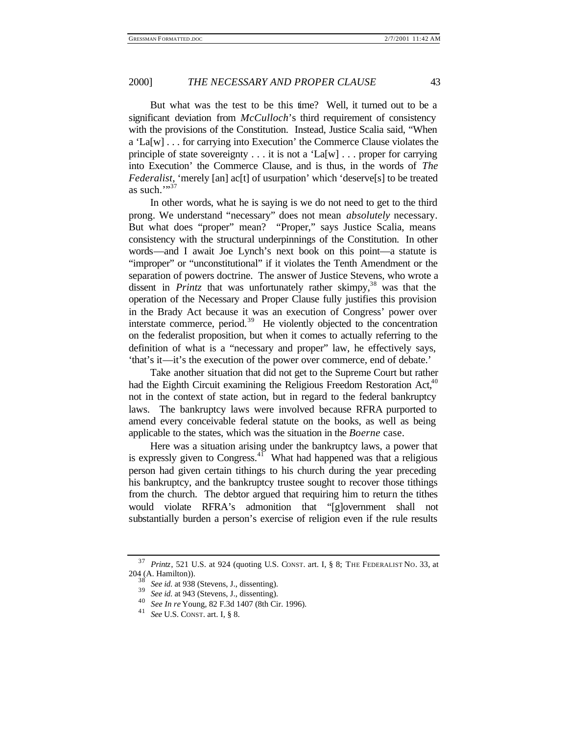But what was the test to be this time? Well, it turned out to be a significant deviation from *McCulloch*'s third requirement of consistency with the provisions of the Constitution. Instead, Justice Scalia said, "When a 'La[w] . . . for carrying into Execution' the Commerce Clause violates the principle of state sovereignty . . . it is not a 'La[w] . . . proper for carrying into Execution' the Commerce Clause, and is thus, in the words of *The Federalist*, 'merely [an] ac[t] of usurpation' which 'deserve[s] to be treated as such.'"[37]

In other words, what he is saying is we do not need to get to the third prong. We understand "necessary" does not mean *absolutely* necessary. But what does "proper" mean? "Proper," says Justice Scalia, means consistency with the structural underpinnings of the Constitution. In other words—and I await Joe Lynch's next book on this point—a statute is "improper" or "unconstitutional" if it violates the Tenth Amendment or the separation of powers doctrine. The answer of Justice Stevens, who wrote a dissent in *Printz* that was unfortunately rather skimpy,[38] was that the operation of the Necessary and Proper Clause fully justifies this provision in the Brady Act because it was an execution of Congress' power over interstate commerce, period.[39] He violently objected to the concentration on the federalist proposition, but when it comes to actually referring to the definition of what is a "necessary and proper" law, he effectively says, 'that's it—it's the execution of the power over commerce, end of debate.'

Take another situation that did not get to the Supreme Court but rather had the Eighth Circuit examining the Religious Freedom Restoration Act,[40] not in the context of state action, but in regard to the federal bankruptcy laws. The bankruptcy laws were involved because RFRA purported to amend every conceivable federal statute on the books, as well as being applicable to the states, which was the situation in the *Boerne* case.

Here was a situation arising under the bankruptcy laws, a power that is expressly given to Congress.[41] What had happened was that a religious person had given certain tithings to his church during the year preceding his bankruptcy, and the bankruptcy trustee sought to recover those tithings from the church. The debtor argued that requiring him to return the tithes would violate RFRA's admonition that "[g]overnment shall not substantially burden a person's exercise of religion even if the rule results

---

[37] *Printz*, 521 U.S. at 924 (quoting U.S. CONST. art. I, § 8; THE FEDERALIST NO. 33, at 204 (A. Hamilton)).

[38] *See id.* at 938 (Stevens, J., dissenting).

[39] *See id.* at 943 (Stevens, J., dissenting).

[40] *See In re* Young, 82 F.3d 1407 (8th Cir. 1996).

[41] *See* U.S. CONST. art. I, § 8.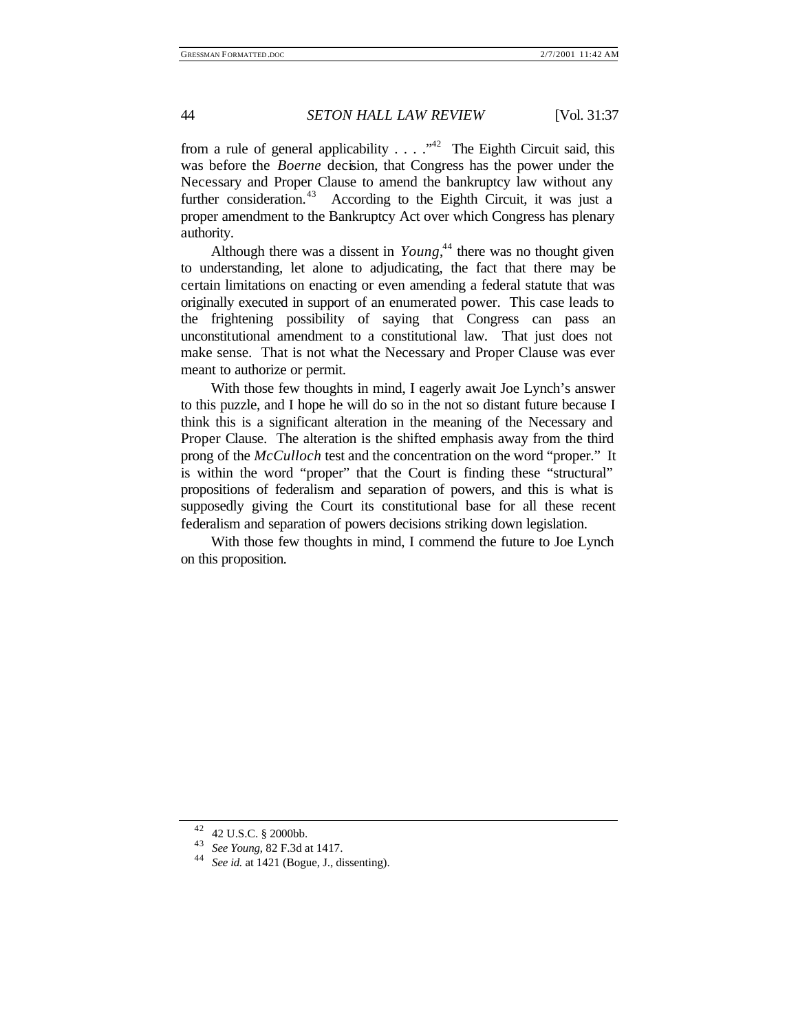from a rule of general applicability . . . ."[42] The Eighth Circuit said, this was before the *Boerne* decision, that Congress has the power under the Necessary and Proper Clause to amend the bankruptcy law without any further consideration.[43] According to the Eighth Circuit, it was just a proper amendment to the Bankruptcy Act over which Congress has plenary authority.

Although there was a dissent in *Young*,[44] there was no thought given to understanding, let alone to adjudicating, the fact that there may be certain limitations on enacting or even amending a federal statute that was originally executed in support of an enumerated power. This case leads to the frightening possibility of saying that Congress can pass an unconstitutional amendment to a constitutional law. That just does not make sense. That is not what the Necessary and Proper Clause was ever meant to authorize or permit.

With those few thoughts in mind, I eagerly await Joe Lynch's answer to this puzzle, and I hope he will do so in the not so distant future because I think this is a significant alteration in the meaning of the Necessary and Proper Clause. The alteration is the shifted emphasis away from the third prong of the *McCulloch* test and the concentration on the word "proper." It is within the word "proper" that the Court is finding these "structural" propositions of federalism and separation of powers, and this is what is supposedly giving the Court its constitutional base for all these recent federalism and separation of powers decisions striking down legislation.

With those few thoughts in mind, I commend the future to Joe Lynch on this proposition.

---

[42] 42 U.S.C. § 2000bb.

[43] *See Young*, 82 F.3d at 1417.

[44] *See id.* at 1421 (Bogue, J., dissenting).